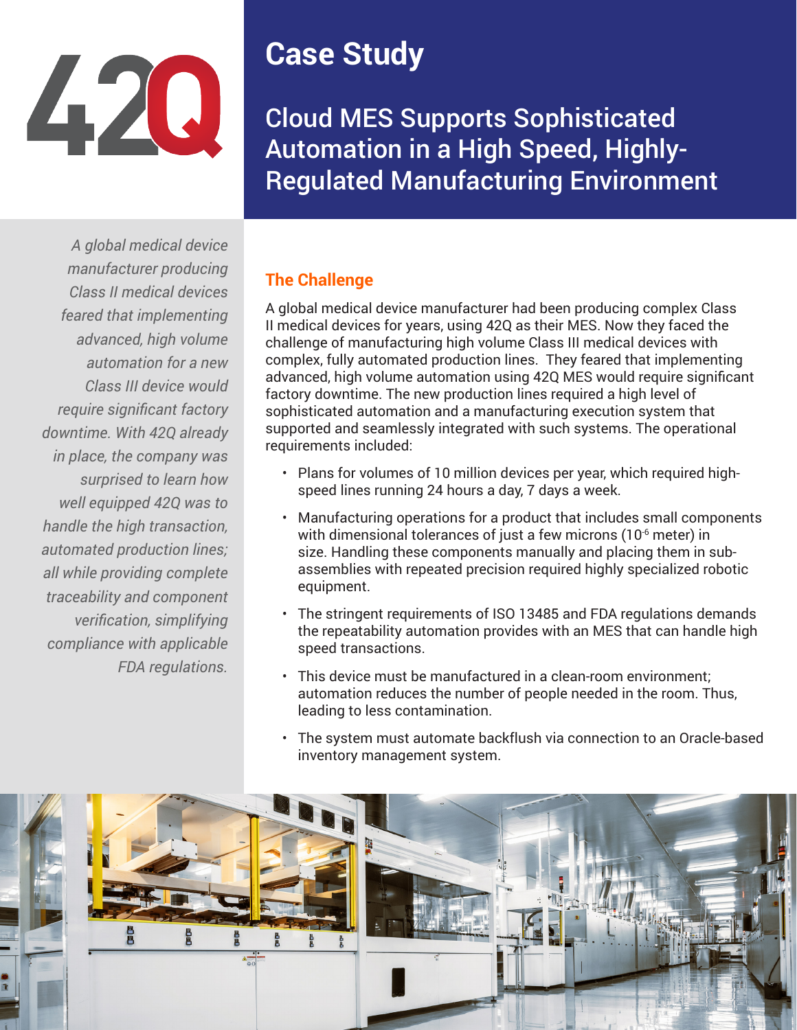# Case Study

## Cloud MES Supports Sophisticated Automation in a High Speed, Highly-Regulated Manufacturing Environment

*A global medical device manufacturer producing Class II medical devices feared that implementing advanced, high volume automation for a new Class III device would require significant factory downtime. With 42Q already in place, the company was surprised to learn how well equipped 42Q was to handle the high transaction, automated production lines; all while providing complete traceability and component verification, simplifying compliance with applicable FDA regulations.*

### The Challenge

A global medical device manufacturer had been producing complex Class II medical devices for years, using 42Q as their MES. Now they faced the challenge of manufacturing high volume Class III medical devices with complex, fully automated production lines. They feared that implementing advanced, high volume automation using 42Q MES would require significant factory downtime. The new production lines required a high level of sophisticated automation and a manufacturing execution system that supported and seamlessly integrated with such systems. The operational requirements included:

- Plans for volumes of 10 million devices per year, which required high-speed lines running 24 hours a day, 7 days a week.
- Manufacturing operations for a product that includes small components with dimensional tolerances of just a few microns ($10^{-6}$ meter) in size. Handling these components manually and placing them in sub-assemblies with repeated precision required highly specialized robotic equipment.
- The stringent requirements of ISO 13485 and FDA regulations demands the repeatability automation provides with an MES that can handle high speed transactions.
- This device must be manufactured in a clean-room environment; automation reduces the number of people needed in the room. Thus, leading to less contamination.
- The system must automate backflush via connection to an Oracle-based inventory management system.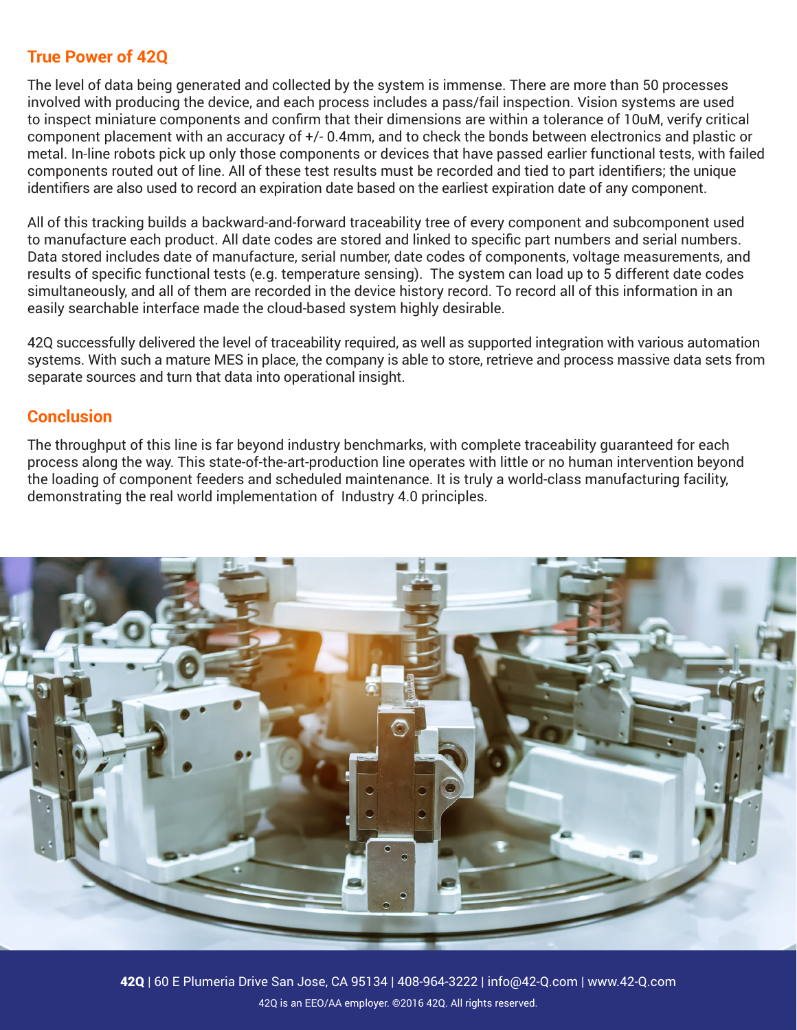## True Power of 42Q

The level of data being generated and collected by the system is immense. There are more than 50 processes involved with producing the device, and each process includes a pass/fail inspection. Vision systems are used to inspect miniature components and confirm that their dimensions are within a tolerance of 10uM, verify critical component placement with an accuracy of +/- 0.4mm, and to check the bonds between electronics and plastic or metal. In-line robots pick up only those components or devices that have passed earlier functional tests, with failed components routed out of line. All of these test results must be recorded and tied to part identifiers; the unique identifiers are also used to record an expiration date based on the earliest expiration date of any component.

All of this tracking builds a backward-and-forward traceability tree of every component and subcomponent used to manufacture each product. All date codes are stored and linked to specific part numbers and serial numbers. Data stored includes date of manufacture, serial number, date codes of components, voltage measurements, and results of specific functional tests (e.g. temperature sensing). The system can load up to 5 different date codes simultaneously, and all of them are recorded in the device history record. To record all of this information in an easily searchable interface made the cloud-based system highly desirable.

42Q successfully delivered the level of traceability required, as well as supported integration with various automation systems. With such a mature MES in place, the company is able to store, retrieve and process massive data sets from separate sources and turn that data into operational insight.

## Conclusion

The throughput of this line is far beyond industry benchmarks, with complete traceability guaranteed for each process along the way. This state-of-the-art-production line operates with little or no human intervention beyond the loading of component feeders and scheduled maintenance. It is truly a world-class manufacturing facility, demonstrating the real world implementation of Industry 4.0 principles.

**42Q** | 60 E Plumeria Drive San Jose, CA 95134 | 408-964-3222 | info@42-Q.com | www.42-Q.com

42Q is an EEO/AA employer. ©2016 42Q. All rights reserved.